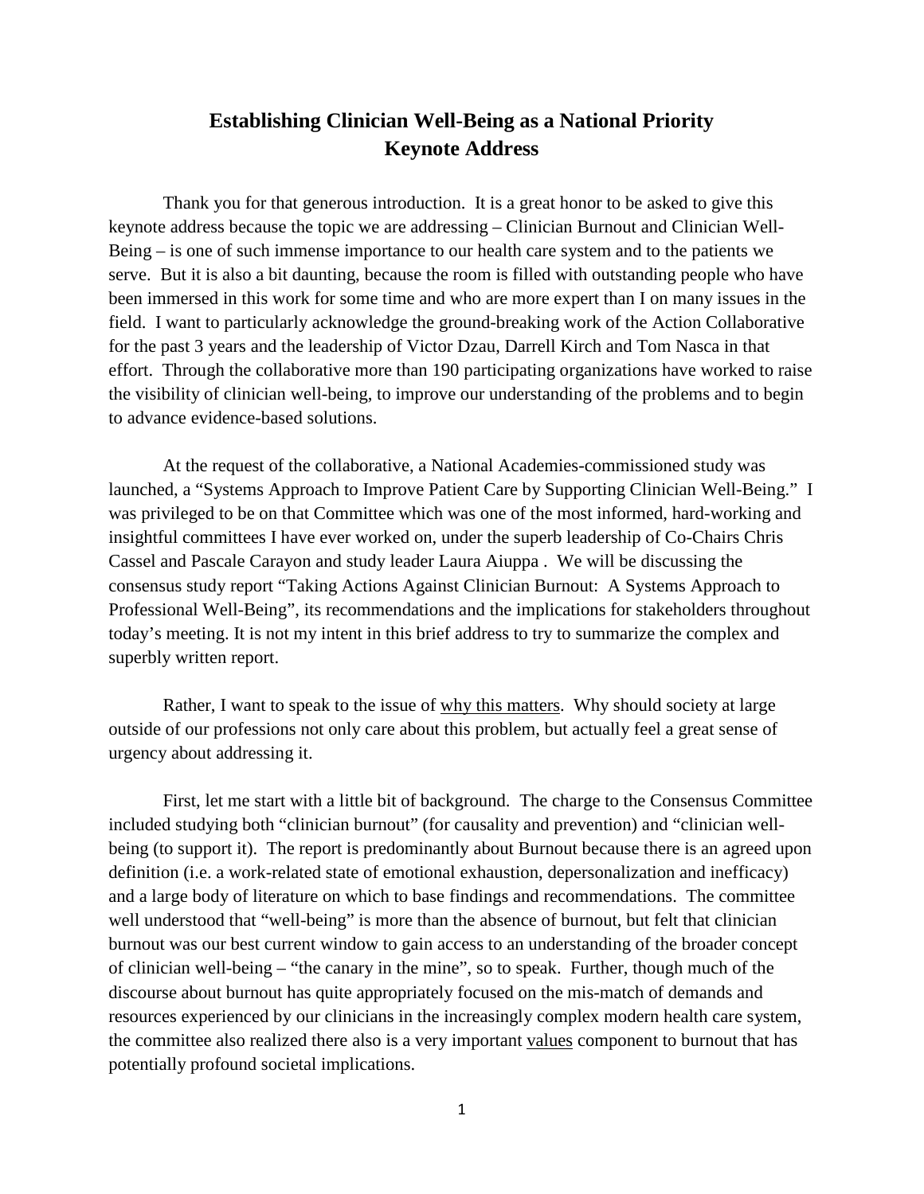# Establishing Clinician Well-Being as a National Priority
## Keynote Address

Thank you for that generous introduction. It is a great honor to be asked to give this keynote address because the topic we are addressing – Clinician Burnout and Clinician Well-Being – is one of such immense importance to our health care system and to the patients we serve. But it is also a bit daunting, because the room is filled with outstanding people who have been immersed in this work for some time and who are more expert than I on many issues in the field. I want to particularly acknowledge the ground-breaking work of the Action Collaborative for the past 3 years and the leadership of Victor Dzau, Darrell Kirch and Tom Nasca in that effort. Through the collaborative more than 190 participating organizations have worked to raise the visibility of clinician well-being, to improve our understanding of the problems and to begin to advance evidence-based solutions.

At the request of the collaborative, a National Academies-commissioned study was launched, a "Systems Approach to Improve Patient Care by Supporting Clinician Well-Being." I was privileged to be on that Committee which was one of the most informed, hard-working and insightful committees I have ever worked on, under the superb leadership of Co-Chairs Chris Cassel and Pascale Carayon and study leader Laura Aiuppa . We will be discussing the consensus study report "Taking Actions Against Clinician Burnout: A Systems Approach to Professional Well-Being", its recommendations and the implications for stakeholders throughout today's meeting. It is not my intent in this brief address to try to summarize the complex and superbly written report.

Rather, I want to speak to the issue of <u>why this matters</u>. Why should society at large outside of our professions not only care about this problem, but actually feel a great sense of urgency about addressing it.

First, let me start with a little bit of background. The charge to the Consensus Committee included studying both "clinician burnout" (for causality and prevention) and "clinician well-being (to support it). The report is predominantly about Burnout because there is an agreed upon definition (i.e. a work-related state of emotional exhaustion, depersonalization and inefficacy) and a large body of literature on which to base findings and recommendations. The committee well understood that "well-being" is more than the absence of burnout, but felt that clinician burnout was our best current window to gain access to an understanding of the broader concept of clinician well-being – "the canary in the mine", so to speak. Further, though much of the discourse about burnout has quite appropriately focused on the mis-match of demands and resources experienced by our clinicians in the increasingly complex modern health care system, the committee also realized there also is a very important <u>values</u> component to burnout that has potentially profound societal implications.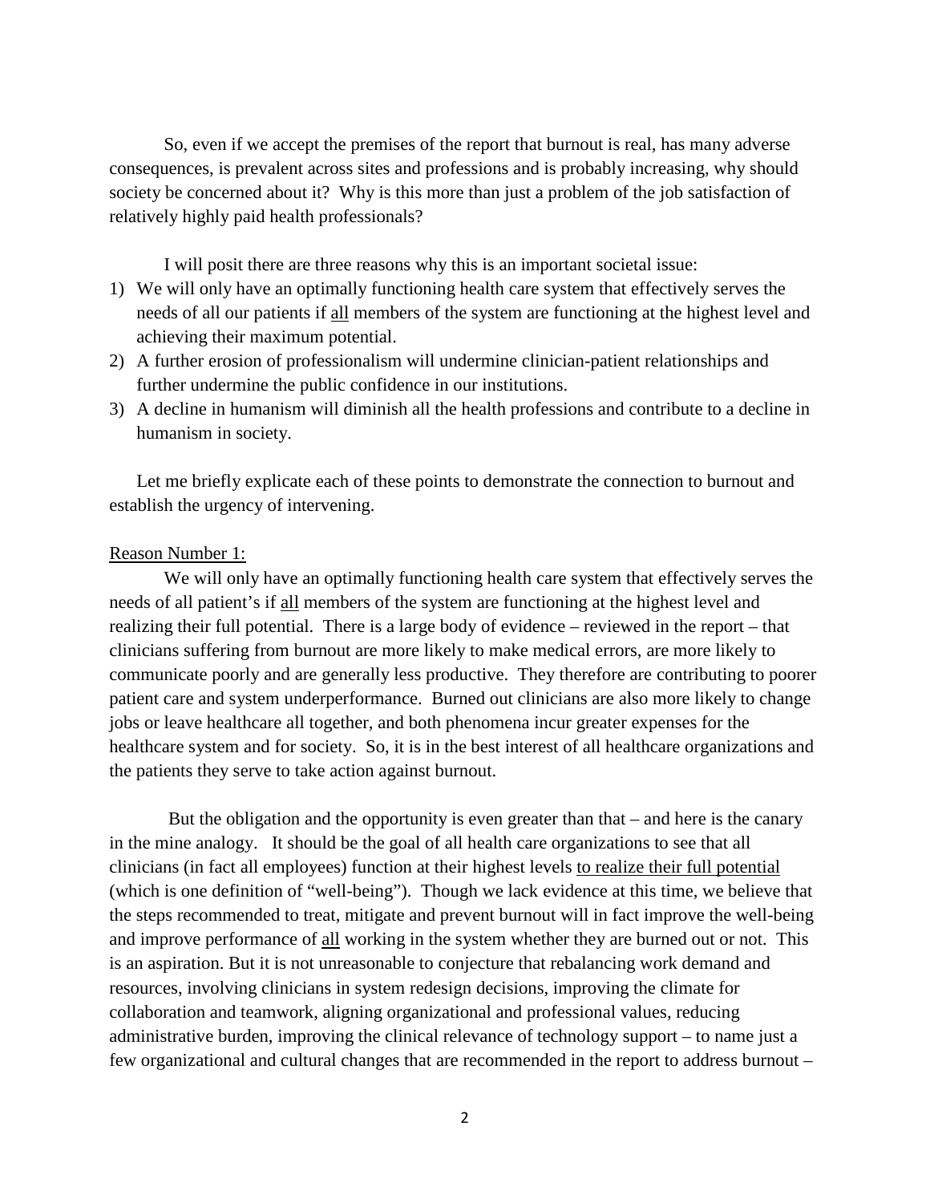So, even if we accept the premises of the report that burnout is real, has many adverse consequences, is prevalent across sites and professions and is probably increasing, why should society be concerned about it? Why is this more than just a problem of the job satisfaction of relatively highly paid health professionals?

I will posit there are three reasons why this is an important societal issue:

1) We will only have an optimally functioning health care system that effectively serves the needs of all our patients if <u>all</u> members of the system are functioning at the highest level and achieving their maximum potential.
2) A further erosion of professionalism will undermine clinician-patient relationships and further undermine the public confidence in our institutions.
3) A decline in humanism will diminish all the health professions and contribute to a decline in humanism in society.

Let me briefly explicate each of these points to demonstrate the connection to burnout and establish the urgency of intervening.

<u>Reason Number 1:</u>

We will only have an optimally functioning health care system that effectively serves the needs of all patient's if <u>all</u> members of the system are functioning at the highest level and realizing their full potential. There is a large body of evidence – reviewed in the report – that clinicians suffering from burnout are more likely to make medical errors, are more likely to communicate poorly and are generally less productive. They therefore are contributing to poorer patient care and system underperformance. Burned out clinicians are also more likely to change jobs or leave healthcare all together, and both phenomena incur greater expenses for the healthcare system and for society. So, it is in the best interest of all healthcare organizations and the patients they serve to take action against burnout.

But the obligation and the opportunity is even greater than that – and here is the canary in the mine analogy. It should be the goal of all health care organizations to see that all clinicians (in fact all employees) function at their highest levels <u>to realize their full potential</u> (which is one definition of "well-being"). Though we lack evidence at this time, we believe that the steps recommended to treat, mitigate and prevent burnout will in fact improve the well-being and improve performance of <u>all</u> working in the system whether they are burned out or not. This is an aspiration. But it is not unreasonable to conjecture that rebalancing work demand and resources, involving clinicians in system redesign decisions, improving the climate for collaboration and teamwork, aligning organizational and professional values, reducing administrative burden, improving the clinical relevance of technology support – to name just a few organizational and cultural changes that are recommended in the report to address burnout –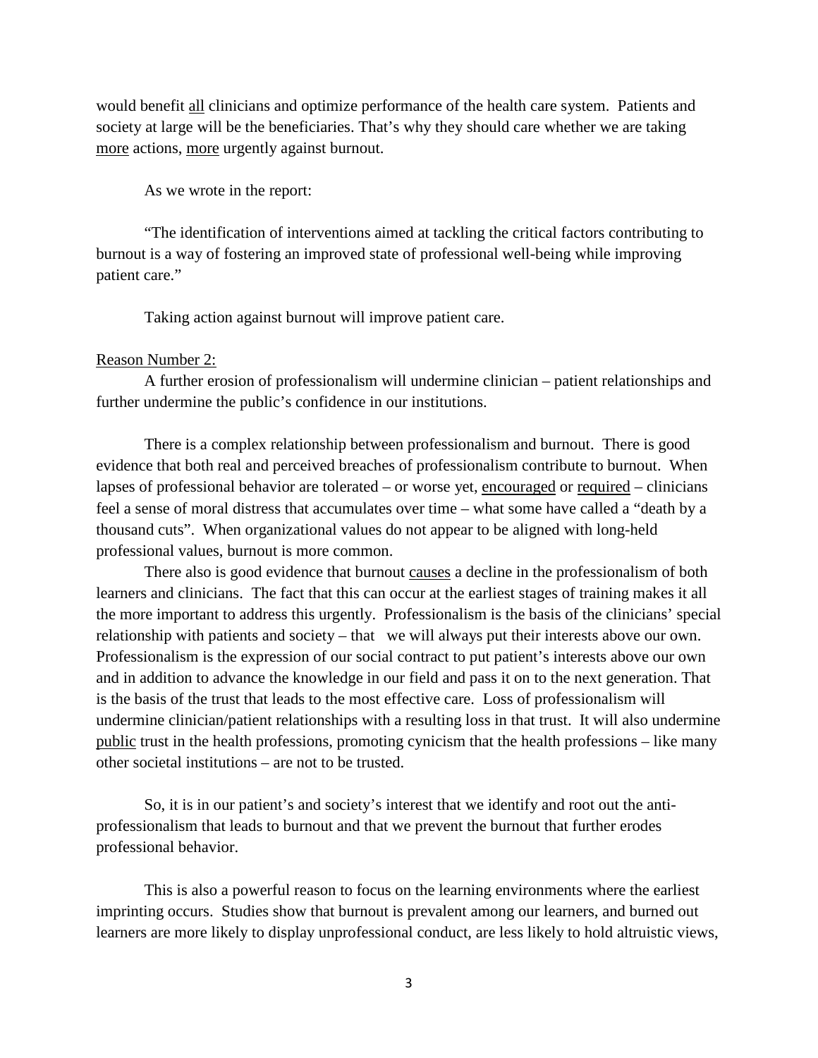would benefit <u>all</u> clinicians and optimize performance of the health care system. Patients and society at large will be the beneficiaries. That's why they should care whether we are taking <u>more</u> actions, <u>more</u> urgently against burnout.

As we wrote in the report:

"The identification of interventions aimed at tackling the critical factors contributing to burnout is a way of fostering an improved state of professional well-being while improving patient care."

Taking action against burnout will improve patient care.

<u>Reason Number 2:</u>

A further erosion of professionalism will undermine clinician – patient relationships and further undermine the public's confidence in our institutions.

There is a complex relationship between professionalism and burnout. There is good evidence that both real and perceived breaches of professionalism contribute to burnout. When lapses of professional behavior are tolerated – or worse yet, <u>encouraged</u> or <u>required</u> – clinicians feel a sense of moral distress that accumulates over time – what some have called a "death by a thousand cuts". When organizational values do not appear to be aligned with long-held professional values, burnout is more common.

There also is good evidence that burnout <u>causes</u> a decline in the professionalism of both learners and clinicians. The fact that this can occur at the earliest stages of training makes it all the more important to address this urgently. Professionalism is the basis of the clinicians' special relationship with patients and society – that we will always put their interests above our own. Professionalism is the expression of our social contract to put patient's interests above our own and in addition to advance the knowledge in our field and pass it on to the next generation. That is the basis of the trust that leads to the most effective care. Loss of professionalism will undermine clinician/patient relationships with a resulting loss in that trust. It will also undermine <u>public</u> trust in the health professions, promoting cynicism that the health professions – like many other societal institutions – are not to be trusted.

So, it is in our patient's and society's interest that we identify and root out the anti-professionalism that leads to burnout and that we prevent the burnout that further erodes professional behavior.

This is also a powerful reason to focus on the learning environments where the earliest imprinting occurs. Studies show that burnout is prevalent among our learners, and burned out learners are more likely to display unprofessional conduct, are less likely to hold altruistic views,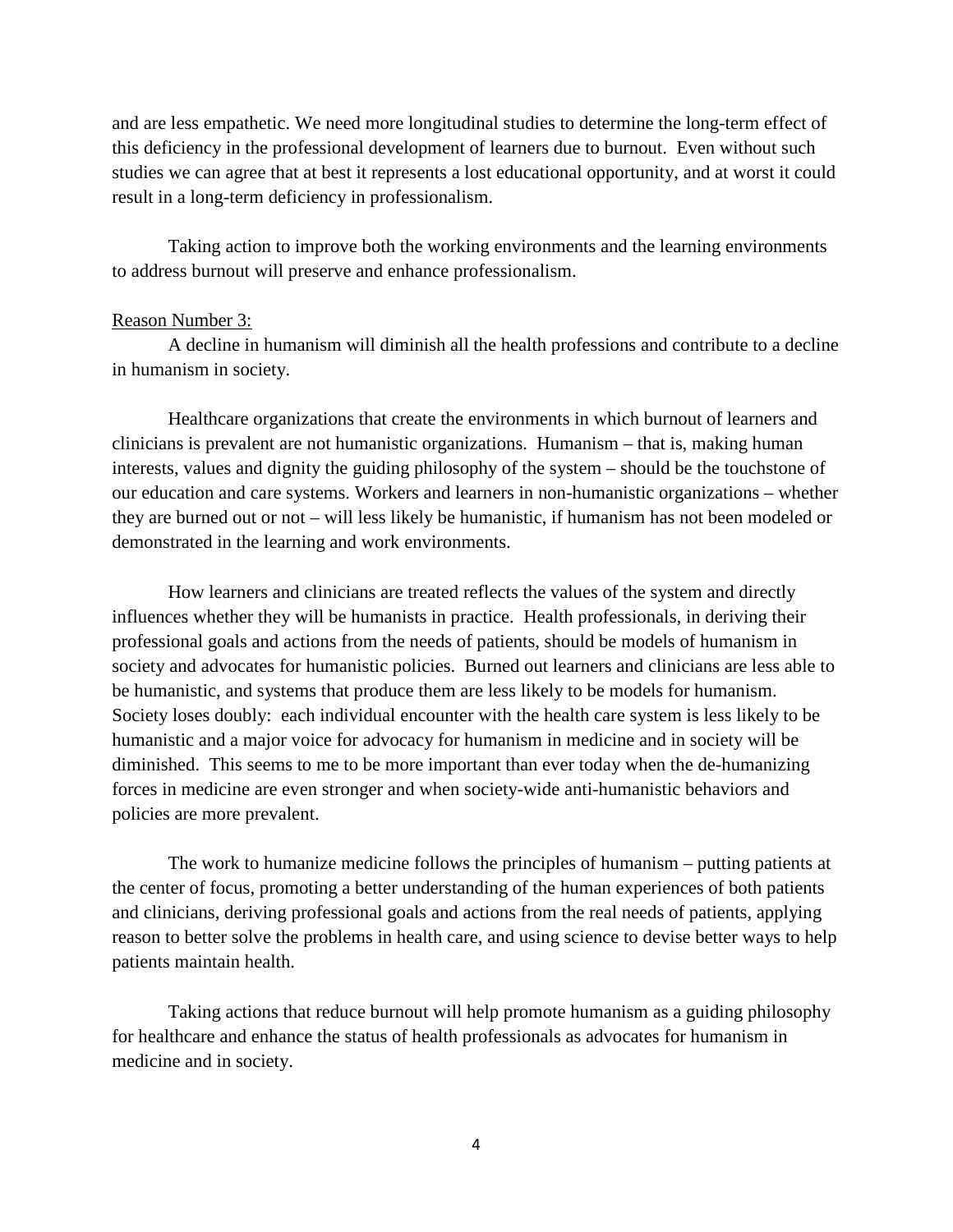and are less empathetic. We need more longitudinal studies to determine the long-term effect of this deficiency in the professional development of learners due to burnout. Even without such studies we can agree that at best it represents a lost educational opportunity, and at worst it could result in a long-term deficiency in professionalism.

Taking action to improve both the working environments and the learning environments to address burnout will preserve and enhance professionalism.

<u>Reason Number 3:</u>

A decline in humanism will diminish all the health professions and contribute to a decline in humanism in society.

Healthcare organizations that create the environments in which burnout of learners and clinicians is prevalent are not humanistic organizations. Humanism – that is, making human interests, values and dignity the guiding philosophy of the system – should be the touchstone of our education and care systems. Workers and learners in non-humanistic organizations – whether they are burned out or not – will less likely be humanistic, if humanism has not been modeled or demonstrated in the learning and work environments.

How learners and clinicians are treated reflects the values of the system and directly influences whether they will be humanists in practice. Health professionals, in deriving their professional goals and actions from the needs of patients, should be models of humanism in society and advocates for humanistic policies. Burned out learners and clinicians are less able to be humanistic, and systems that produce them are less likely to be models for humanism. Society loses doubly: each individual encounter with the health care system is less likely to be humanistic and a major voice for advocacy for humanism in medicine and in society will be diminished. This seems to me to be more important than ever today when the de-humanizing forces in medicine are even stronger and when society-wide anti-humanistic behaviors and policies are more prevalent.

The work to humanize medicine follows the principles of humanism – putting patients at the center of focus, promoting a better understanding of the human experiences of both patients and clinicians, deriving professional goals and actions from the real needs of patients, applying reason to better solve the problems in health care, and using science to devise better ways to help patients maintain health.

Taking actions that reduce burnout will help promote humanism as a guiding philosophy for healthcare and enhance the status of health professionals as advocates for humanism in medicine and in society.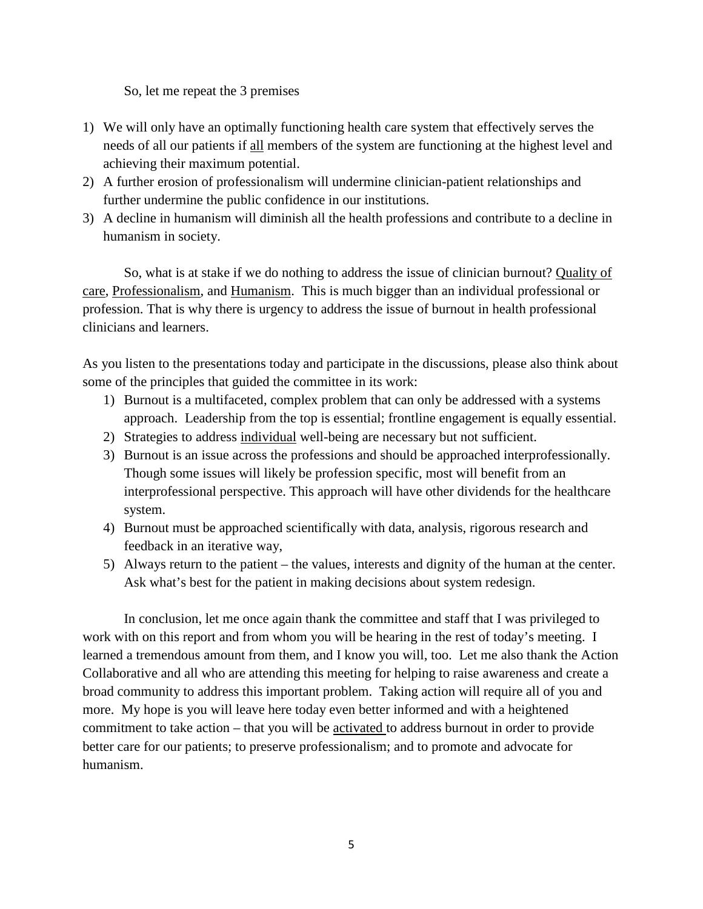So, let me repeat the 3 premises

1) We will only have an optimally functioning health care system that effectively serves the needs of all our patients if <u>all</u> members of the system are functioning at the highest level and achieving their maximum potential.
2) A further erosion of professionalism will undermine clinician-patient relationships and further undermine the public confidence in our institutions.
3) A decline in humanism will diminish all the health professions and contribute to a decline in humanism in society.

So, what is at stake if we do nothing to address the issue of clinician burnout? <u>Quality of care</u>, <u>Professionalism</u>, and <u>Humanism</u>. This is much bigger than an individual professional or profession. That is why there is urgency to address the issue of burnout in health professional clinicians and learners.

As you listen to the presentations today and participate in the discussions, please also think about some of the principles that guided the committee in its work:

1) Burnout is a multifaceted, complex problem that can only be addressed with a systems approach. Leadership from the top is essential; frontline engagement is equally essential.
2) Strategies to address <u>individual</u> well-being are necessary but not sufficient.
3) Burnout is an issue across the professions and should be approached interprofessionally. Though some issues will likely be profession specific, most will benefit from an interprofessional perspective. This approach will have other dividends for the healthcare system.
4) Burnout must be approached scientifically with data, analysis, rigorous research and feedback in an iterative way,
5) Always return to the patient – the values, interests and dignity of the human at the center. Ask what's best for the patient in making decisions about system redesign.

In conclusion, let me once again thank the committee and staff that I was privileged to work with on this report and from whom you will be hearing in the rest of today's meeting. I learned a tremendous amount from them, and I know you will, too. Let me also thank the Action Collaborative and all who are attending this meeting for helping to raise awareness and create a broad community to address this important problem. Taking action will require all of you and more. My hope is you will leave here today even better informed and with a heightened commitment to take action – that you will be <u>activated</u> to address burnout in order to provide better care for our patients; to preserve professionalism; and to promote and advocate for humanism.